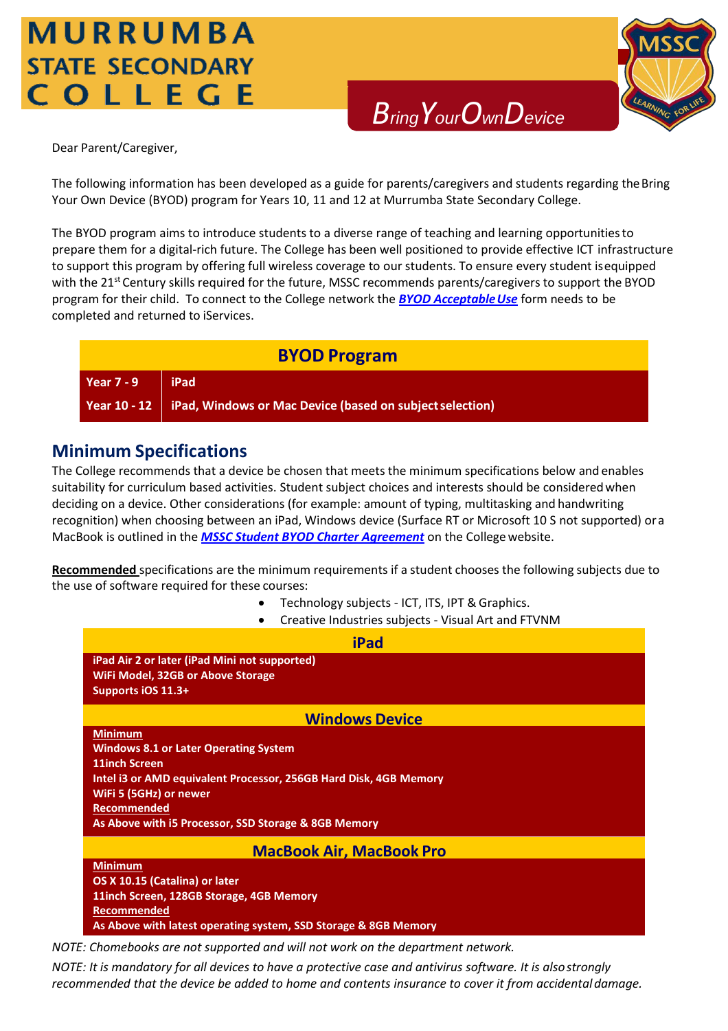# MURRUMBA STATE SECONDARY COLLEGE

## *Bring Your Own Device*

Dear Parent/Caregiver,

The following information has been developed as a guide for parents/caregivers and students regarding the Bring Your Own Device (BYOD) program for Years 10, 11 and 12 at Murrumba State Secondary College.

The BYOD program aims to introduce students to a diverse range of teaching and learning opportunities to prepare them for a digital-rich future. The College has been well positioned to provide effective ICT infrastructure to support this program by offering full wireless coverage to our students. To ensure every student is equipped with the 21st Century skills required for the future, MSSC recommends parents/caregivers to support the BYOD program for their child. To connect to the College network the ***BYOD Acceptable Use*** form needs to be completed and returned to iServices.

| BYOD Program | |
|---|---|
| **Year 7 - 9** | **iPad** |
| **Year 10 - 12** | **iPad, Windows or Mac Device (based on subject selection)** |

## Minimum Specifications

The College recommends that a device be chosen that meets the minimum specifications below and enables suitability for curriculum based activities. Student subject choices and interests should be considered when deciding on a device. Other considerations (for example: amount of typing, multitasking and handwriting recognition) when choosing between an iPad, Windows device (Surface RT or Microsoft 10 S not supported) or a MacBook is outlined in the ***MSSC Student BYOD Charter Agreement*** on the College website.

**Recommended** specifications are the minimum requirements if a student chooses the following subjects due to the use of software required for these courses:

- Technology subjects - ICT, ITS, IPT & Graphics.
- Creative Industries subjects - Visual Art and FTVNM

### iPad

**iPad Air 2 or later (iPad Mini not supported)**
**WiFi Model, 32GB or Above Storage**
**Supports iOS 11.3+**

### Windows Device

**Minimum**
**Windows 8.1 or Later Operating System**
**11inch Screen**
**Intel i3 or AMD equivalent Processor, 256GB Hard Disk, 4GB Memory**
**WiFi 5 (5GHz) or newer**
**Recommended**
**As Above with i5 Processor, SSD Storage & 8GB Memory**

### MacBook Air, MacBook Pro

**Minimum**
**OS X 10.15 (Catalina) or later**
**11inch Screen, 128GB Storage, 4GB Memory**
**Recommended**
**As Above with latest operating system, SSD Storage & 8GB Memory**

*NOTE: Chomebooks are not supported and will not work on the department network.*

*NOTE: It is mandatory for all devices to have a protective case and antivirus software. It is also strongly recommended that the device be added to home and contents insurance to cover it from accidental damage.*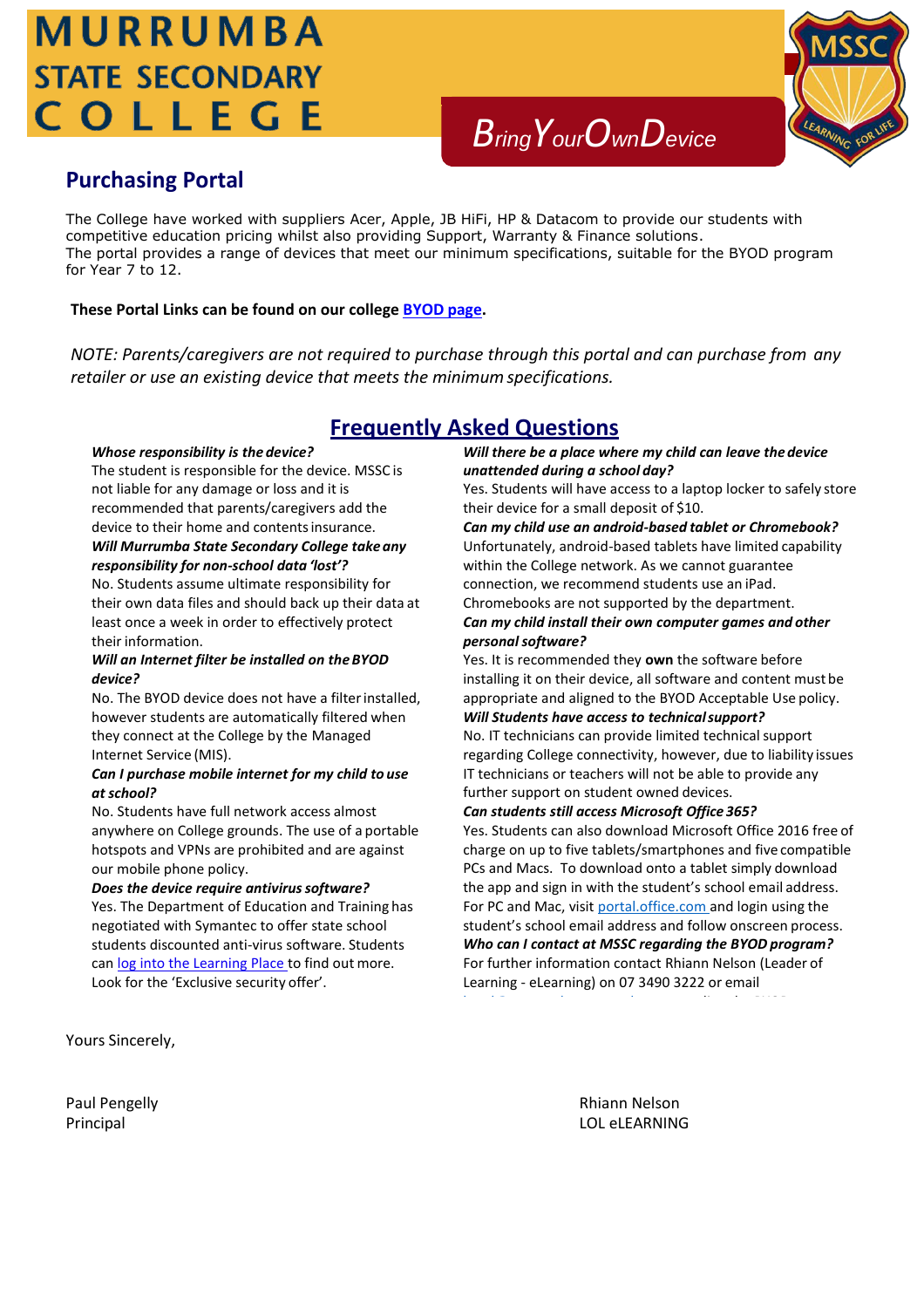# MURRUMBA STATE SECONDARY COLLEGE

*BringYourOwnDevice*

## Purchasing Portal

The College have worked with suppliers Acer, Apple, JB HiFi, HP & Datacom to provide our students with competitive education pricing whilst also providing Support, Warranty & Finance solutions.
The portal provides a range of devices that meet our minimum specifications, suitable for the BYOD program for Year 7 to 12.

**These Portal Links can be found on our college [BYOD page](BYOD page).**

*NOTE: Parents/caregivers are not required to purchase through this portal and can purchase from any retailer or use an existing device that meets the minimum specifications.*

## Frequently Asked Questions

***Whose responsibility is the device?***
The student is responsible for the device. MSSC is not liable for any damage or loss and it is recommended that parents/caregivers add the device to their home and contents insurance.

***Will Murrumba State Secondary College take any responsibility for non-school data 'lost'?***
No. Students assume ultimate responsibility for their own data files and should back up their data at least once a week in order to effectively protect their information.

***Will an Internet filter be installed on the BYOD device?***
No. The BYOD device does not have a filter installed, however students are automatically filtered when they connect at the College by the Managed Internet Service (MIS).

***Can I purchase mobile internet for my child to use at school?***
No. Students have full network access almost anywhere on College grounds. The use of a portable hotspots and VPNs are prohibited and are against our mobile phone policy.

***Does the device require antivirus software?***
Yes. The Department of Education and Training has negotiated with Symantec to offer state school students discounted anti-virus software. Students can [log into the Learning Place](log into the Learning Place) to find out more. Look for the 'Exclusive security offer'.

***Will there be a place where my child can leave the device unattended during a school day?***
Yes. Students will have access to a laptop locker to safely store their device for a small deposit of $10.

***Can my child use an android-based tablet or Chromebook?***
Unfortunately, android-based tablets have limited capability within the College network. As we cannot guarantee connection, we recommend students use an iPad. Chromebooks are not supported by the department.

***Can my child install their own computer games and other personal software?***
Yes. It is recommended they **own** the software before installing it on their device, all software and content must be appropriate and aligned to the BYOD Acceptable Use policy.

***Will Students have access to technical support?***
No. IT technicians can provide limited technical support regarding College connectivity, however, due to liability issues IT technicians or teachers will not be able to provide any further support on student owned devices.

***Can students still access Microsoft Office 365?***
Yes. Students can also download Microsoft Office 2016 free of charge on up to five tablets/smartphones and five compatible PCs and Macs. To download onto a tablet simply download the app and sign in with the student's school email address. For PC and Mac, visit [portal.office.com](portal.office.com) and login using the student's school email address and follow onscreen process.

***Who can I contact at MSSC regarding the BYOD program?***
For further information contact Rhiann Nelson (Leader of Learning - eLearning) on 07 3490 3222 or email

Yours Sincerely,

Paul Pengelly
Principal

Rhiann Nelson
LOL eLEARNING